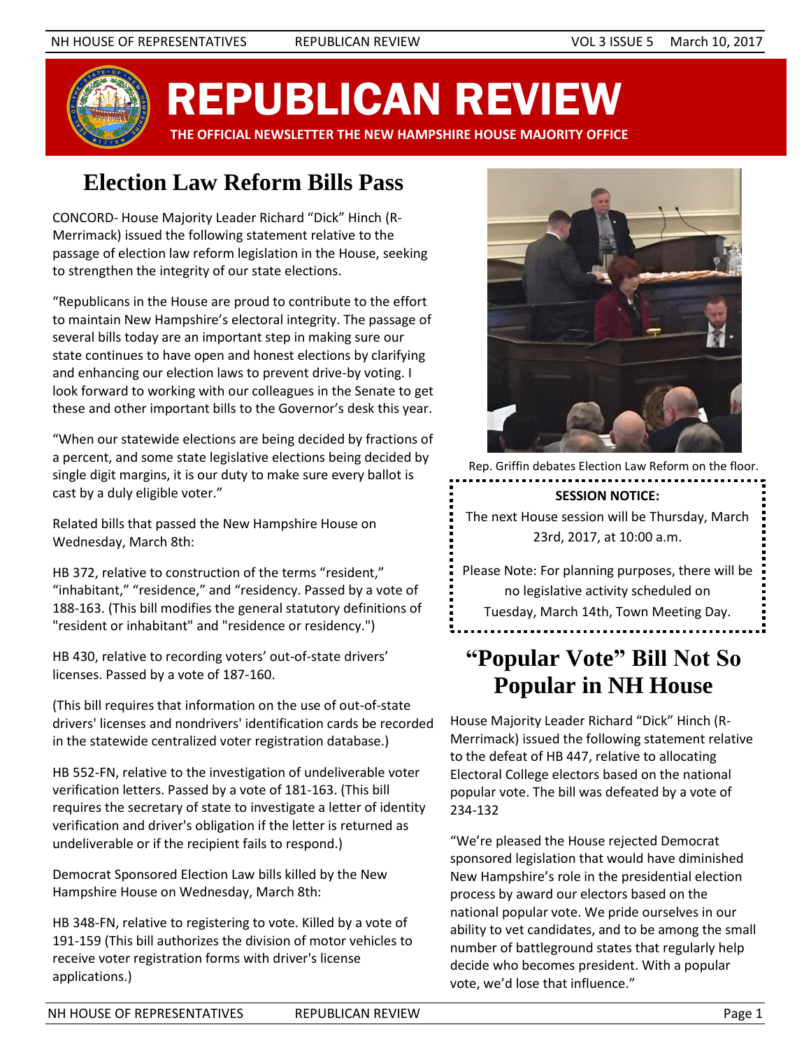# REPUBLICAN REVIEW

THE OFFICIAL NEWSLETTER THE NEW HAMPSHIRE HOUSE MAJORITY OFFICE

## Election Law Reform Bills Pass

CONCORD- House Majority Leader Richard "Dick" Hinch (R-Merrimack) issued the following statement relative to the passage of election law reform legislation in the House, seeking to strengthen the integrity of our state elections.

"Republicans in the House are proud to contribute to the effort to maintain New Hampshire's electoral integrity. The passage of several bills today are an important step in making sure our state continues to have open and honest elections by clarifying and enhancing our election laws to prevent drive-by voting. I look forward to working with our colleagues in the Senate to get these and other important bills to the Governor's desk this year.

"When our statewide elections are being decided by fractions of a percent, and some state legislative elections being decided by single digit margins, it is our duty to make sure every ballot is cast by a duly eligible voter."

Related bills that passed the New Hampshire House on Wednesday, March 8th:

HB 372, relative to construction of the terms "resident," "inhabitant," "residence," and "residency. Passed by a vote of 188-163. (This bill modifies the general statutory definitions of "resident or inhabitant" and "residence or residency.")

HB 430, relative to recording voters' out-of-state drivers' licenses. Passed by a vote of 187-160.

(This bill requires that information on the use of out-of-state drivers' licenses and nondrivers' identification cards be recorded in the statewide centralized voter registration database.)

HB 552-FN, relative to the investigation of undeliverable voter verification letters. Passed by a vote of 181-163. (This bill requires the secretary of state to investigate a letter of identity verification and driver's obligation if the letter is returned as undeliverable or if the recipient fails to respond.)

Democrat Sponsored Election Law bills killed by the New Hampshire House on Wednesday, March 8th:

HB 348-FN, relative to registering to vote. Killed by a vote of 191-159 (This bill authorizes the division of motor vehicles to receive voter registration forms with driver's license applications.)

Rep. Griffin debates Election Law Reform on the floor.

**SESSION NOTICE:**

The next House session will be Thursday, March 23rd, 2017, at 10:00 a.m.

Please Note: For planning purposes, there will be no legislative activity scheduled on Tuesday, March 14th, Town Meeting Day.

## "Popular Vote" Bill Not So Popular in NH House

House Majority Leader Richard "Dick" Hinch (R-Merrimack) issued the following statement relative to the defeat of HB 447, relative to allocating Electoral College electors based on the national popular vote. The bill was defeated by a vote of 234-132

"We're pleased the House rejected Democrat sponsored legislation that would have diminished New Hampshire's role in the presidential election process by award our electors based on the national popular vote. We pride ourselves in our ability to vet candidates, and to be among the small number of battleground states that regularly help decide who becomes president. With a popular vote, we'd lose that influence."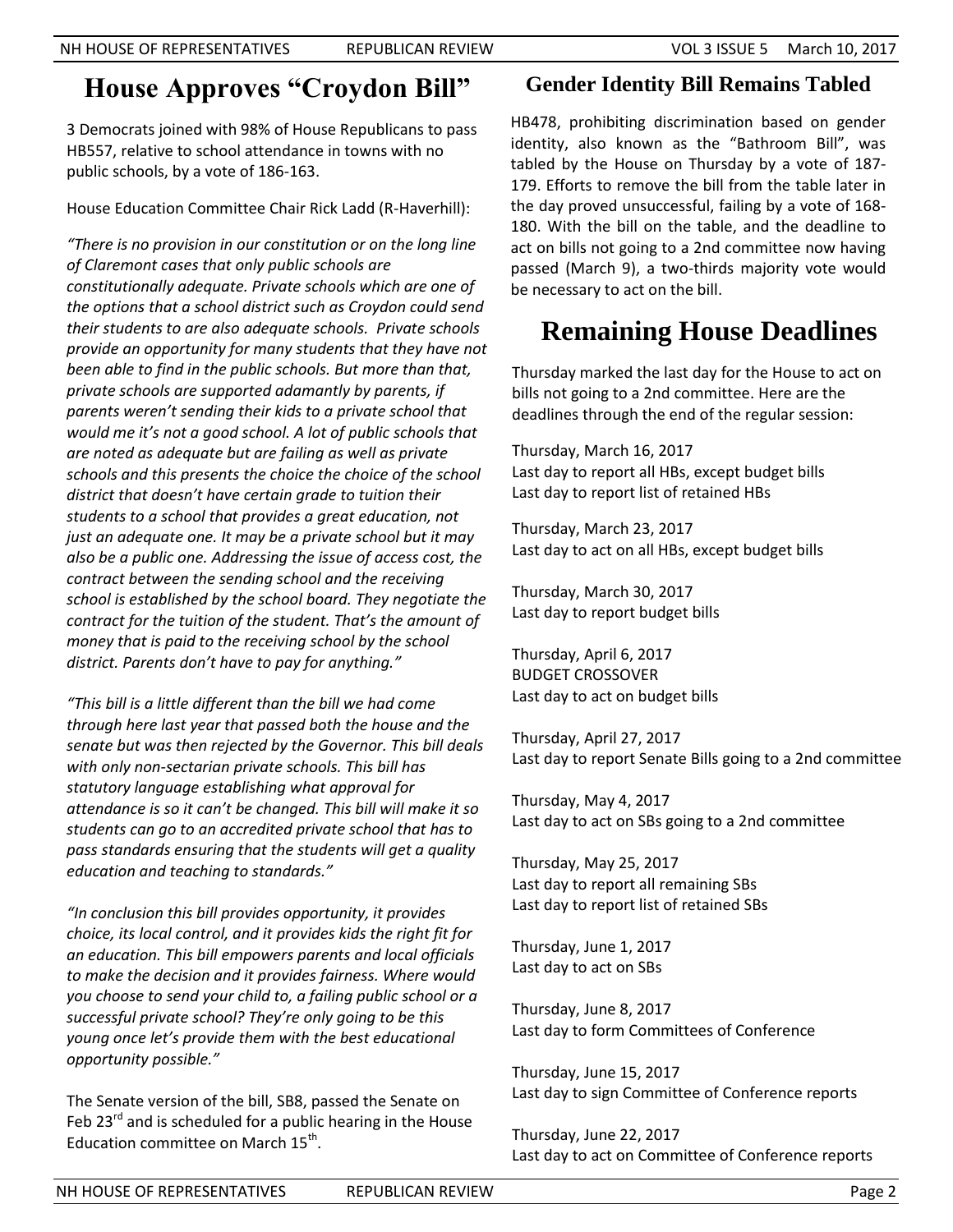# House Approves "Croydon Bill"

3 Democrats joined with 98% of House Republicans to pass HB557, relative to school attendance in towns with no public schools, by a vote of 186-163.

House Education Committee Chair Rick Ladd (R-Haverhill):

*"There is no provision in our constitution or on the long line of Claremont cases that only public schools are constitutionally adequate. Private schools which are one of the options that a school district such as Croydon could send their students to are also adequate schools. Private schools provide an opportunity for many students that they have not been able to find in the public schools. But more than that, private schools are supported adamantly by parents, if parents weren't sending their kids to a private school that would me it's not a good school. A lot of public schools that are noted as adequate but are failing as well as private schools and this presents the choice the choice of the school district that doesn't have certain grade to tuition their students to a school that provides a great education, not just an adequate one. It may be a private school but it may also be a public one. Addressing the issue of access cost, the contract between the sending school and the receiving school is established by the school board. They negotiate the contract for the tuition of the student. That's the amount of money that is paid to the receiving school by the school district. Parents don't have to pay for anything."*

*"This bill is a little different than the bill we had come through here last year that passed both the house and the senate but was then rejected by the Governor. This bill deals with only non-sectarian private schools. This bill has statutory language establishing what approval for attendance is so it can't be changed. This bill will make it so students can go to an accredited private school that has to pass standards ensuring that the students will get a quality education and teaching to standards."*

*"In conclusion this bill provides opportunity, it provides choice, its local control, and it provides kids the right fit for an education. This bill empowers parents and local officials to make the decision and it provides fairness. Where would you choose to send your child to, a failing public school or a successful private school? They're only going to be this young once let's provide them with the best educational opportunity possible."*

The Senate version of the bill, SB8, passed the Senate on Feb 23rd and is scheduled for a public hearing in the House Education committee on March 15th.

## Gender Identity Bill Remains Tabled

HB478, prohibiting discrimination based on gender identity, also known as the "Bathroom Bill", was tabled by the House on Thursday by a vote of 187-179. Efforts to remove the bill from the table later in the day proved unsuccessful, failing by a vote of 168-180. With the bill on the table, and the deadline to act on bills not going to a 2nd committee now having passed (March 9), a two-thirds majority vote would be necessary to act on the bill.

# Remaining House Deadlines

Thursday marked the last day for the House to act on bills not going to a 2nd committee. Here are the deadlines through the end of the regular session:

Thursday, March 16, 2017
Last day to report all HBs, except budget bills
Last day to report list of retained HBs

Thursday, March 23, 2017
Last day to act on all HBs, except budget bills

Thursday, March 30, 2017
Last day to report budget bills

Thursday, April 6, 2017
BUDGET CROSSOVER
Last day to act on budget bills

Thursday, April 27, 2017
Last day to report Senate Bills going to a 2nd committee

Thursday, May 4, 2017
Last day to act on SBs going to a 2nd committee

Thursday, May 25, 2017
Last day to report all remaining SBs
Last day to report list of retained SBs

Thursday, June 1, 2017
Last day to act on SBs

Thursday, June 8, 2017
Last day to form Committees of Conference

Thursday, June 15, 2017
Last day to sign Committee of Conference reports

Thursday, June 22, 2017
Last day to act on Committee of Conference reports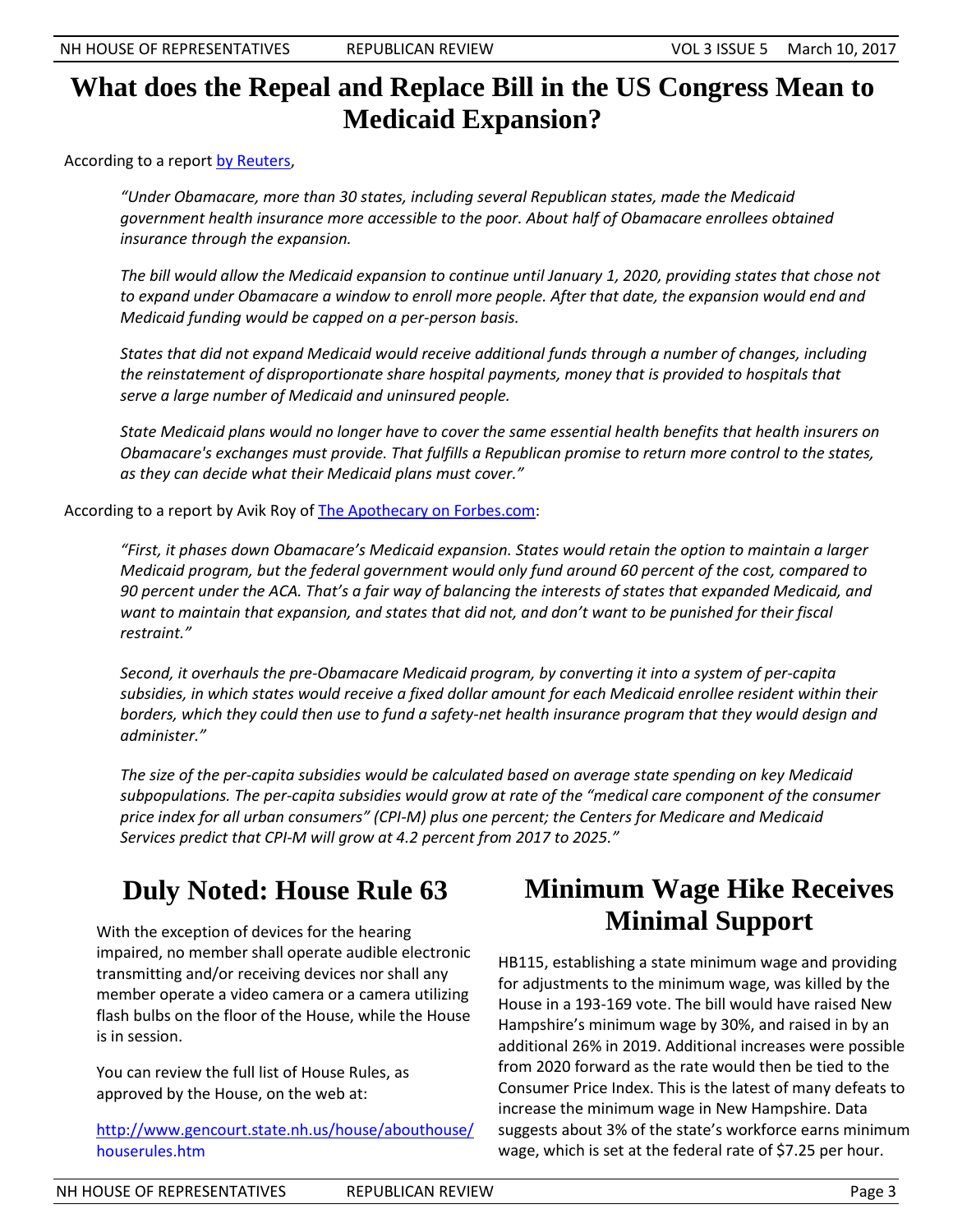# What does the Repeal and Replace Bill in the US Congress Mean to Medicaid Expansion?

According to a report [by Reuters](),

> *"Under Obamacare, more than 30 states, including several Republican states, made the Medicaid government health insurance more accessible to the poor. About half of Obamacare enrollees obtained insurance through the expansion.*
>
> *The bill would allow the Medicaid expansion to continue until January 1, 2020, providing states that chose not to expand under Obamacare a window to enroll more people. After that date, the expansion would end and Medicaid funding would be capped on a per-person basis.*
>
> *States that did not expand Medicaid would receive additional funds through a number of changes, including the reinstatement of disproportionate share hospital payments, money that is provided to hospitals that serve a large number of Medicaid and uninsured people.*
>
> *State Medicaid plans would no longer have to cover the same essential health benefits that health insurers on Obamacare's exchanges must provide. That fulfills a Republican promise to return more control to the states, as they can decide what their Medicaid plans must cover."*

According to a report by Avik Roy of [The Apothecary on Forbes.com]():

> *"First, it phases down Obamacare's Medicaid expansion. States would retain the option to maintain a larger Medicaid program, but the federal government would only fund around 60 percent of the cost, compared to 90 percent under the ACA. That's a fair way of balancing the interests of states that expanded Medicaid, and want to maintain that expansion, and states that did not, and don't want to be punished for their fiscal restraint."*
>
> *Second, it overhauls the pre-Obamacare Medicaid program, by converting it into a system of per-capita subsidies, in which states would receive a fixed dollar amount for each Medicaid enrollee resident within their borders, which they could then use to fund a safety-net health insurance program that they would design and administer."*
>
> *The size of the per-capita subsidies would be calculated based on average state spending on key Medicaid subpopulations. The per-capita subsidies would grow at rate of the "medical care component of the consumer price index for all urban consumers" (CPI-M) plus one percent; the Centers for Medicare and Medicaid Services predict that CPI-M will grow at 4.2 percent from 2017 to 2025."*

# Duly Noted: House Rule 63

With the exception of devices for the hearing impaired, no member shall operate audible electronic transmitting and/or receiving devices nor shall any member operate a video camera or a camera utilizing flash bulbs on the floor of the House, while the House is in session.

You can review the full list of House Rules, as approved by the House, on the web at:

[http://www.gencourt.state.nh.us/house/abouthouse/houserules.htm](http://www.gencourt.state.nh.us/house/abouthouse/houserules.htm)

# Minimum Wage Hike Receives Minimal Support

HB115, establishing a state minimum wage and providing for adjustments to the minimum wage, was killed by the House in a 193-169 vote. The bill would have raised New Hampshire's minimum wage by 30%, and raised in by an additional 26% in 2019. Additional increases were possible from 2020 forward as the rate would then be tied to the Consumer Price Index. This is the latest of many defeats to increase the minimum wage in New Hampshire. Data suggests about 3% of the state's workforce earns minimum wage, which is set at the federal rate of $7.25 per hour.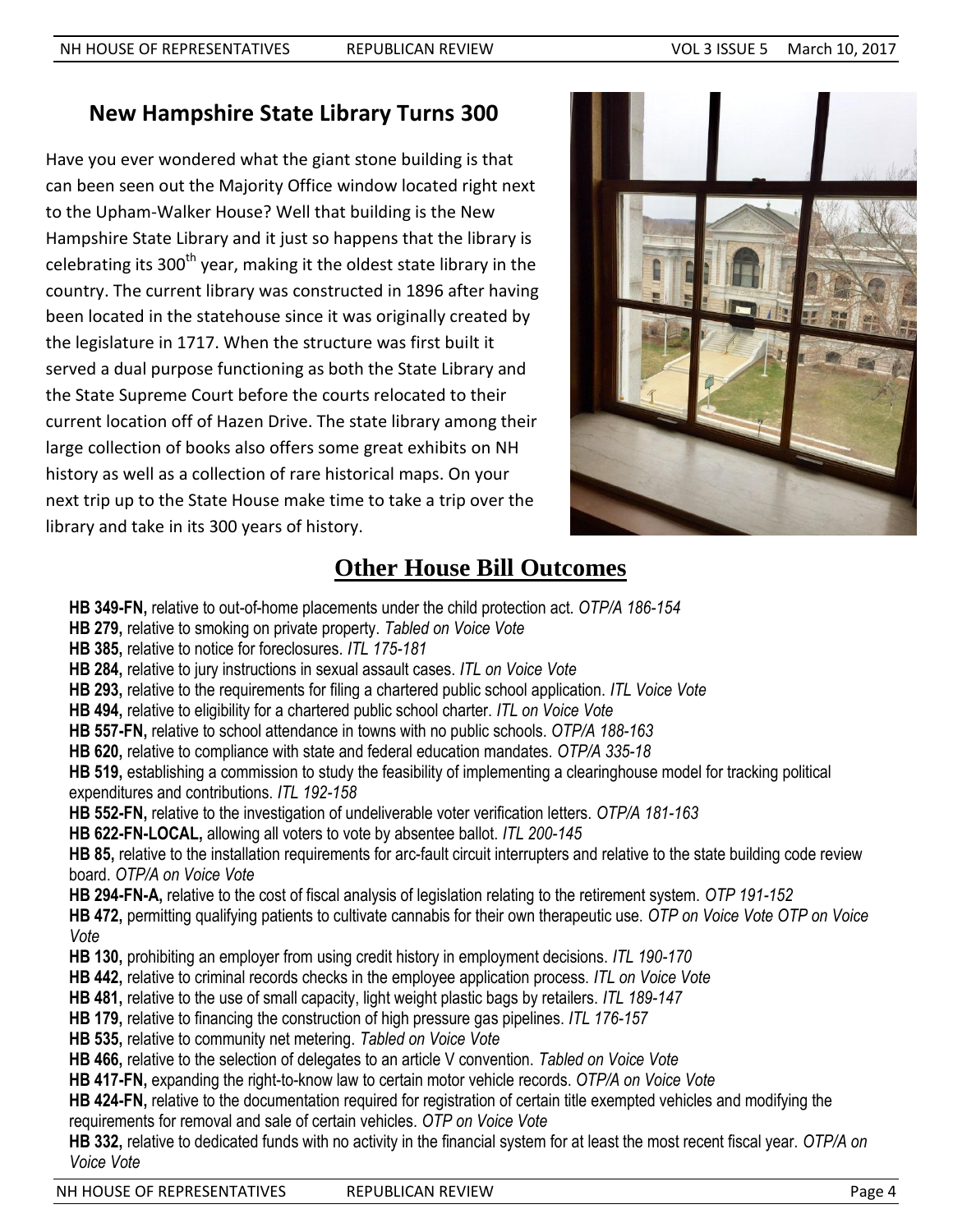## New Hampshire State Library Turns 300

Have you ever wondered what the giant stone building is that can been seen out the Majority Office window located right next to the Upham-Walker House? Well that building is the New Hampshire State Library and it just so happens that the library is celebrating its 300th year, making it the oldest state library in the country. The current library was constructed in 1896 after having been located in the statehouse since it was originally created by the legislature in 1717. When the structure was first built it served a dual purpose functioning as both the State Library and the State Supreme Court before the courts relocated to their current location off of Hazen Drive. The state library among their large collection of books also offers some great exhibits on NH history as well as a collection of rare historical maps. On your next trip up to the State House make time to take a trip over the library and take in its 300 years of history.

## Other House Bill Outcomes

**HB 349-FN,** relative to out-of-home placements under the child protection act. *OTP/A 186-154*
**HB 279,** relative to smoking on private property. *Tabled on Voice Vote*
**HB 385,** relative to notice for foreclosures. *ITL 175-181*
**HB 284,** relative to jury instructions in sexual assault cases. *ITL on Voice Vote*
**HB 293,** relative to the requirements for filing a chartered public school application. *ITL Voice Vote*
**HB 494,** relative to eligibility for a chartered public school charter. *ITL on Voice Vote*
**HB 557-FN,** relative to school attendance in towns with no public schools. *OTP/A 188-163*
**HB 620,** relative to compliance with state and federal education mandates. *OTP/A 335-18*
**HB 519,** establishing a commission to study the feasibility of implementing a clearinghouse model for tracking political expenditures and contributions. *ITL 192-158*
**HB 552-FN,** relative to the investigation of undeliverable voter verification letters. *OTP/A 181-163*
**HB 622-FN-LOCAL,** allowing all voters to vote by absentee ballot. *ITL 200-145*
**HB 85,** relative to the installation requirements for arc-fault circuit interrupters and relative to the state building code review board. *OTP/A on Voice Vote*
**HB 294-FN-A,** relative to the cost of fiscal analysis of legislation relating to the retirement system. *OTP 191-152*
**HB 472,** permitting qualifying patients to cultivate cannabis for their own therapeutic use. *OTP on Voice Vote OTP on Voice Vote*
**HB 130,** prohibiting an employer from using credit history in employment decisions. *ITL 190-170*
**HB 442,** relative to criminal records checks in the employee application process. *ITL on Voice Vote*
**HB 481,** relative to the use of small capacity, light weight plastic bags by retailers. *ITL 189-147*
**HB 179,** relative to financing the construction of high pressure gas pipelines. *ITL 176-157*
**HB 535,** relative to community net metering. *Tabled on Voice Vote*
**HB 466,** relative to the selection of delegates to an article V convention. *Tabled on Voice Vote*
**HB 417-FN,** expanding the right-to-know law to certain motor vehicle records. *OTP/A on Voice Vote*
**HB 424-FN,** relative to the documentation required for registration of certain title exempted vehicles and modifying the requirements for removal and sale of certain vehicles. *OTP on Voice Vote*
**HB 332,** relative to dedicated funds with no activity in the financial system for at least the most recent fiscal year. *OTP/A on Voice Vote*